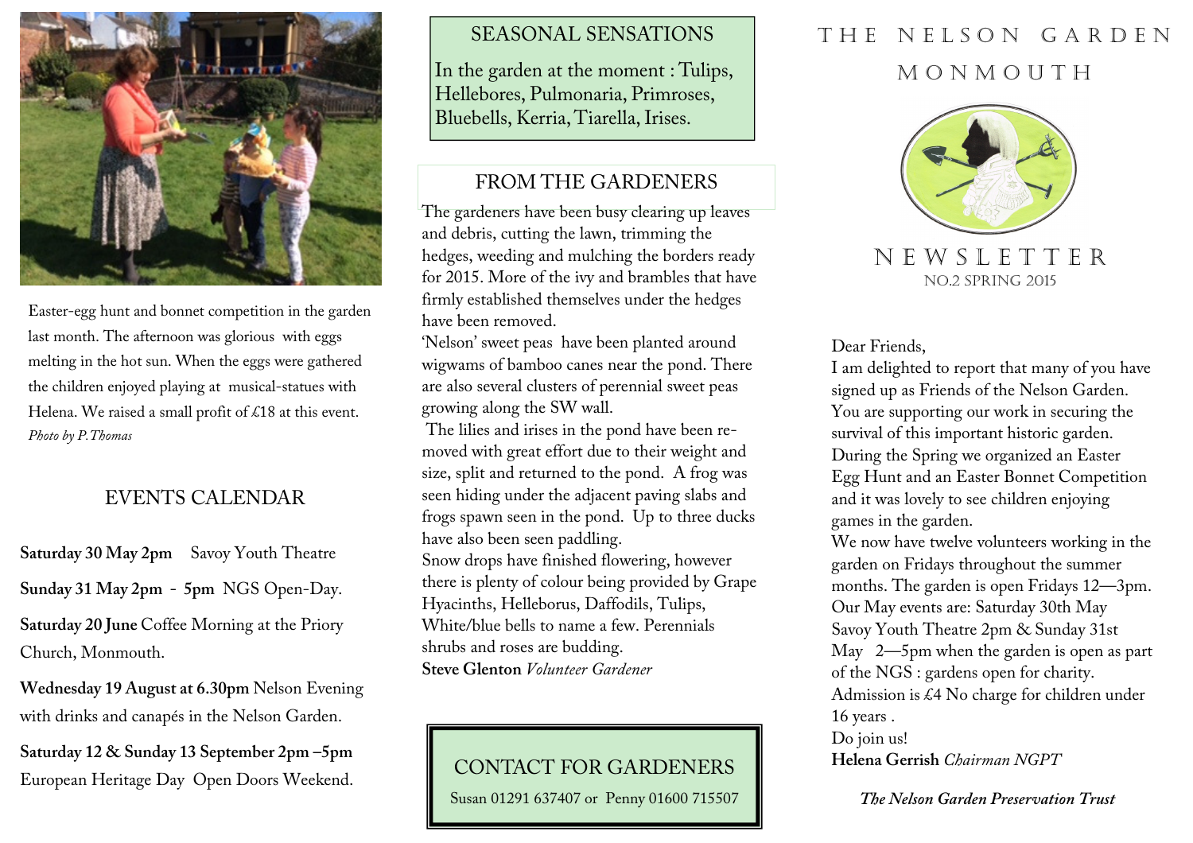Easter-egg hunt and bonnet competition in the garden last month. The afternoon was glorious with eggs melting in the hot sun. When the eggs were gathered the children enjoyed playing at musical-statues with Helena. We raised a small profit of £18 at this event. *Photo by P.Thomas*

## EVENTS CALENDAR

**Saturday 30 May 2pm** Savoy Youth Theatre

**Sunday 31 May 2pm - 5pm** NGS Open-Day.

**Saturday 20 June** Coffee Morning at the Priory Church, Monmouth.

**Wednesday 19 August at 6.30pm** Nelson Evening with drinks and canapés in the Nelson Garden.

**Saturday 12 & Sunday 13 September 2pm –5pm** European Heritage Day Open Doors Weekend.

## SEASONAL SENSATIONS

In the garden at the moment : Tulips, Hellebores, Pulmonaria, Primroses, Bluebells, Kerria, Tiarella, Irises.

## FROM THE GARDENERS

The gardeners have been busy clearing up leaves and debris, cutting the lawn, trimming the hedges, weeding and mulching the borders ready for 2015. More of the ivy and brambles that have firmly established themselves under the hedges have been removed.

'Nelson' sweet peas have been planted around wigwams of bamboo canes near the pond. There are also several clusters of perennial sweet peas growing along the SW wall.

The lilies and irises in the pond have been removed with great effort due to their weight and size, split and returned to the pond. A frog was seen hiding under the adjacent paving slabs and frogs spawn seen in the pond. Up to three ducks have also been seen paddling.

Snow drops have finished flowering, however there is plenty of colour being provided by Grape Hyacinths, Helleborus, Daffodils, Tulips, White/blue bells to name a few. Perennials shrubs and roses are budding.

**Steve Glenton** *Volunteer Gardener*

## CONTACT FOR GARDENERS

Susan 01291 637407 or Penny 01600 715507

# THE NELSON GARDEN MONMOUTH

## NEWSLETTER

NO.2 SPRING 2015

Dear Friends,

I am delighted to report that many of you have signed up as Friends of the Nelson Garden. You are supporting our work in securing the survival of this important historic garden. During the Spring we organized an Easter Egg Hunt and an Easter Bonnet Competition and it was lovely to see children enjoying games in the garden.

We now have twelve volunteers working in the garden on Fridays throughout the summer months. The garden is open Fridays 12—3pm. Our May events are: Saturday 30th May Savoy Youth Theatre 2pm & Sunday 31st May 2—5pm when the garden is open as part of the NGS : gardens open for charity. Admission is £4 No charge for children under 16 years .

Do join us!

**Helena Gerrish** *Chairman NGPT*

***The Nelson Garden Preservation Trust***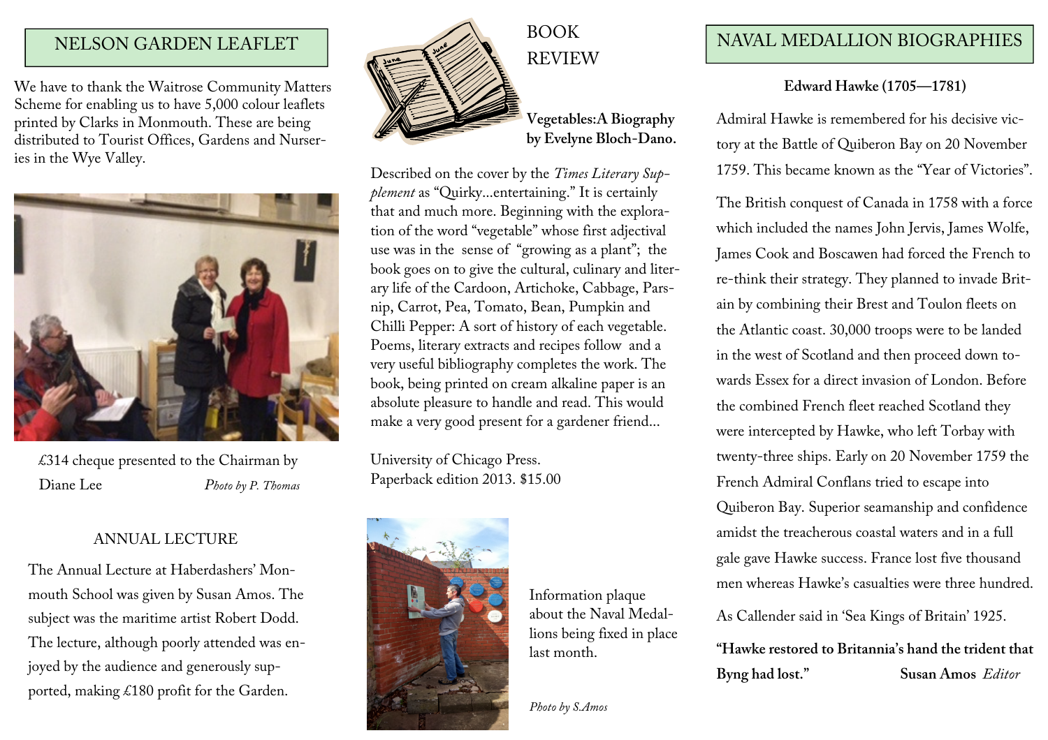## NELSON GARDEN LEAFLET

We have to thank the Waitrose Community Matters Scheme for enabling us to have 5,000 colour leaflets printed by Clarks in Monmouth. These are being distributed to Tourist Offices, Gardens and Nurseries in the Wye Valley.

£314 cheque presented to the Chairman by Diane Lee *Photo by P. Thomas*

## ANNUAL LECTURE

The Annual Lecture at Haberdashers' Monmouth School was given by Susan Amos. The subject was the maritime artist Robert Dodd. The lecture, although poorly attended was enjoyed by the audience and generously supported, making £180 profit for the Garden.

## BOOK REVIEW

**Vegetables:A Biography by Evelyne Bloch-Dano.**

Described on the cover by the *Times Literary Supplement* as "Quirky...entertaining." It is certainly that and much more. Beginning with the exploration of the word "vegetable" whose first adjectival use was in the sense of "growing as a plant"; the book goes on to give the cultural, culinary and literary life of the Cardoon, Artichoke, Cabbage, Parsnip, Carrot, Pea, Tomato, Bean, Pumpkin and Chilli Pepper: A sort of history of each vegetable. Poems, literary extracts and recipes follow and a very useful bibliography completes the work. The book, being printed on cream alkaline paper is an absolute pleasure to handle and read. This would make a very good present for a gardener friend...

University of Chicago Press.
Paperback edition 2013. $15.00

Information plaque about the Naval Medallions being fixed in place last month.

*Photo by S.Amos*

## NAVAL MEDALLION BIOGRAPHIES

**Edward Hawke (1705—1781)**

Admiral Hawke is remembered for his decisive victory at the Battle of Quiberon Bay on 20 November 1759. This became known as the "Year of Victories".

The British conquest of Canada in 1758 with a force which included the names John Jervis, James Wolfe, James Cook and Boscawen had forced the French to re-think their strategy. They planned to invade Britain by combining their Brest and Toulon fleets on the Atlantic coast. 30,000 troops were to be landed in the west of Scotland and then proceed down towards Essex for a direct invasion of London. Before the combined French fleet reached Scotland they were intercepted by Hawke, who left Torbay with twenty-three ships. Early on 20 November 1759 the French Admiral Conflans tried to escape into Quiberon Bay. Superior seamanship and confidence amidst the treacherous coastal waters and in a full gale gave Hawke success. France lost five thousand men whereas Hawke's casualties were three hundred.

As Callender said in 'Sea Kings of Britain' 1925.

**"Hawke restored to Britannia's hand the trident that Byng had lost."**

**Susan Amos** *Editor*